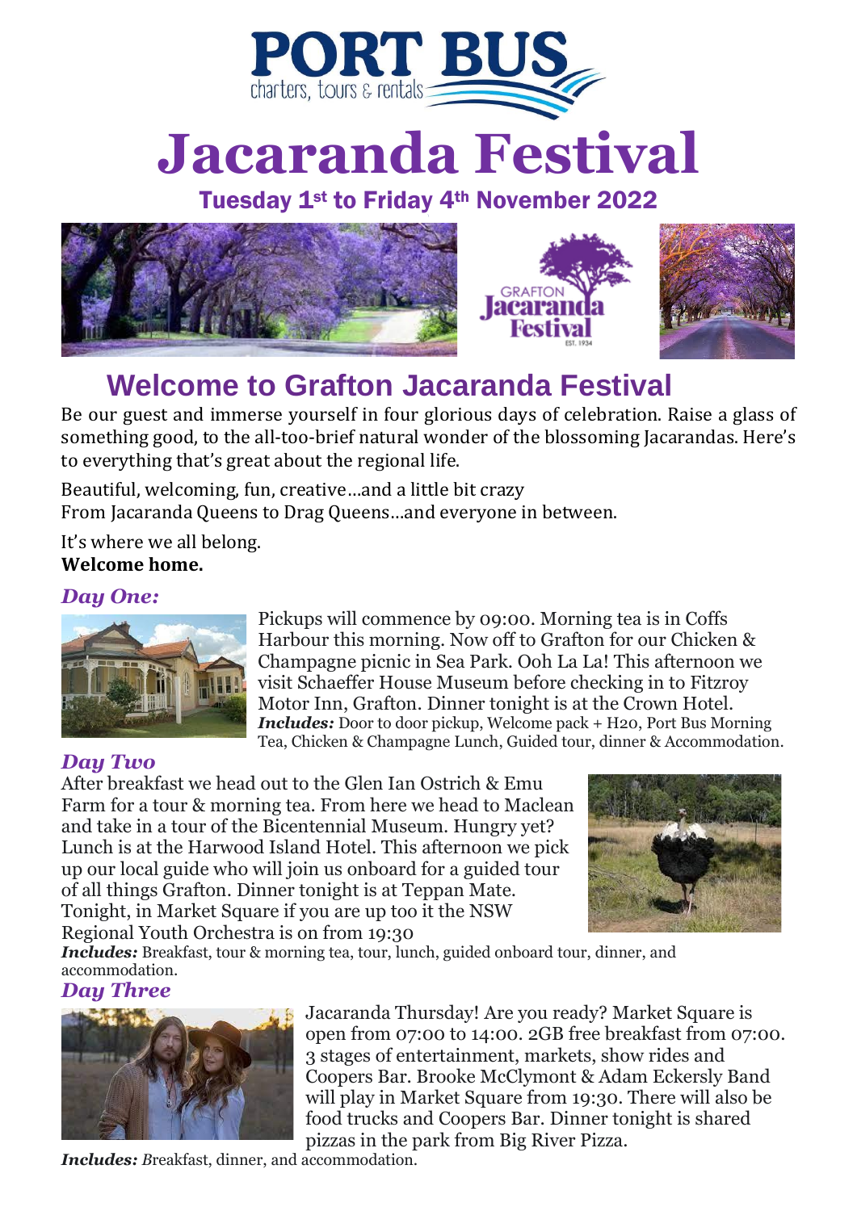PORT BUS
charters, tours & rentals

# Jacaranda Festival

### Tuesday 1st to Friday 4th November 2022

## Welcome to Grafton Jacaranda Festival

Be our guest and immerse yourself in four glorious days of celebration. Raise a glass of something good, to the all-too-brief natural wonder of the blossoming Jacarandas. Here's to everything that's great about the regional life.

Beautiful, welcoming, fun, creative…and a little bit crazy
From Jacaranda Queens to Drag Queens…and everyone in between.

It's where we all belong.
**Welcome home.**

### *Day One:*

Pickups will commence by 09:00. Morning tea is in Coffs Harbour this morning. Now off to Grafton for our Chicken & Champagne picnic in Sea Park. Ooh La La! This afternoon we visit Schaeffer House Museum before checking in to Fitzroy Motor Inn, Grafton. Dinner tonight is at the Crown Hotel.
***Includes:*** Door to door pickup, Welcome pack + H2O, Port Bus Morning Tea, Chicken & Champagne Lunch, Guided tour, dinner & Accommodation.

### *Day Two*

After breakfast we head out to the Glen Ian Ostrich & Emu Farm for a tour & morning tea. From here we head to Maclean and take in a tour of the Bicentennial Museum. Hungry yet? Lunch is at the Harwood Island Hotel. This afternoon we pick up our local guide who will join us onboard for a guided tour of all things Grafton. Dinner tonight is at Teppan Mate. Tonight, in Market Square if you are up too it the NSW Regional Youth Orchestra is on from 19:30
***Includes:*** Breakfast, tour & morning tea, tour, lunch, guided onboard tour, dinner, and accommodation.

### *Day Three*

Jacaranda Thursday! Are you ready? Market Square is open from 07:00 to 14:00. 2GB free breakfast from 07:00. 3 stages of entertainment, markets, show rides and Coopers Bar. Brooke McClymont & Adam Eckersly Band will play in Market Square from 19:30. There will also be food trucks and Coopers Bar. Dinner tonight is shared pizzas in the park from Big River Pizza.
***Includes:*** Breakfast, dinner, and accommodation.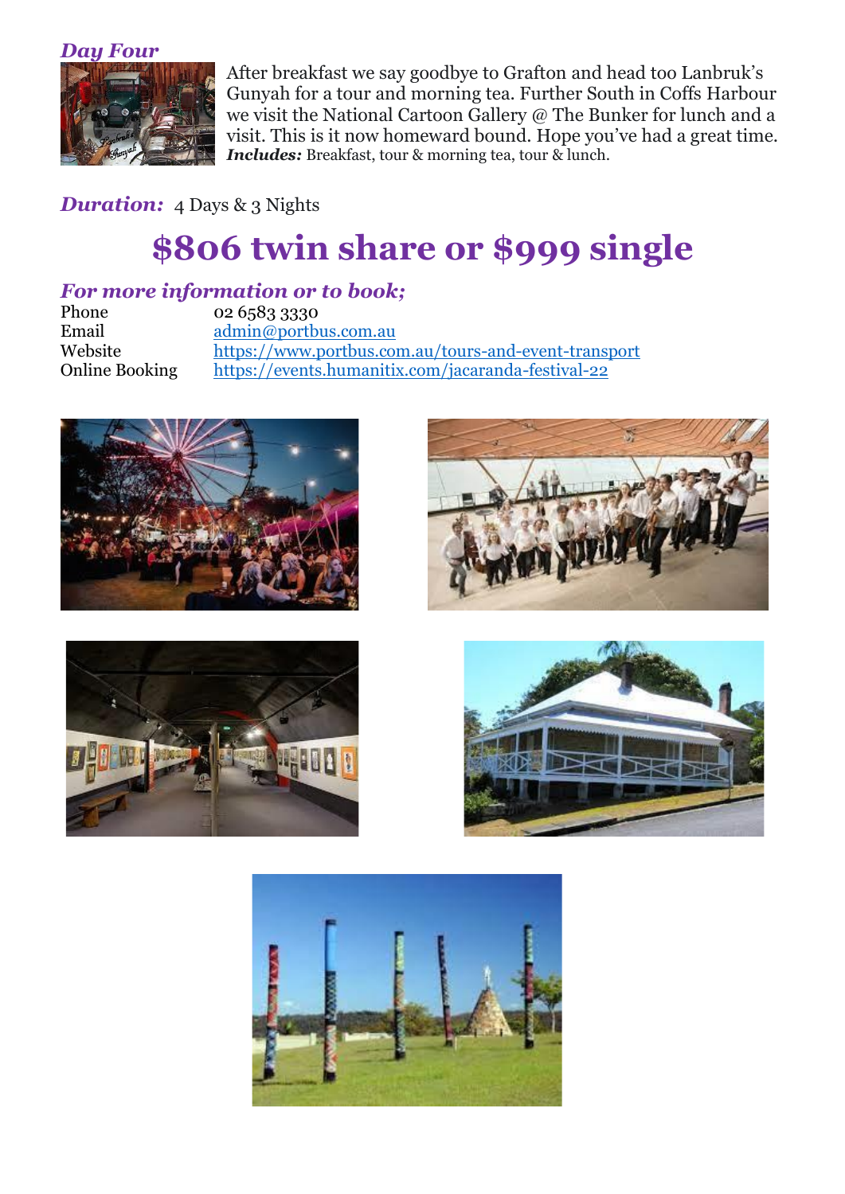### *Day Four*

After breakfast we say goodbye to Grafton and head too Lanbruk's Gunyah for a tour and morning tea. Further South in Coffs Harbour we visit the National Cartoon Gallery @ The Bunker for lunch and a visit. This is it now homeward bound. Hope you've had a great time.
***Includes:*** Breakfast, tour & morning tea, tour & lunch.

***Duration:*** 4 Days & 3 Nights

# $806 twin share or $999 single

### *For more information or to book;*

| | |
|---|---|
| Phone | 02 6583 3330 |
| Email | admin@portbus.com.au |
| Website | https://www.portbus.com.au/tours-and-event-transport |
| Online Booking | https://events.humanitix.com/jacaranda-festival-22 |